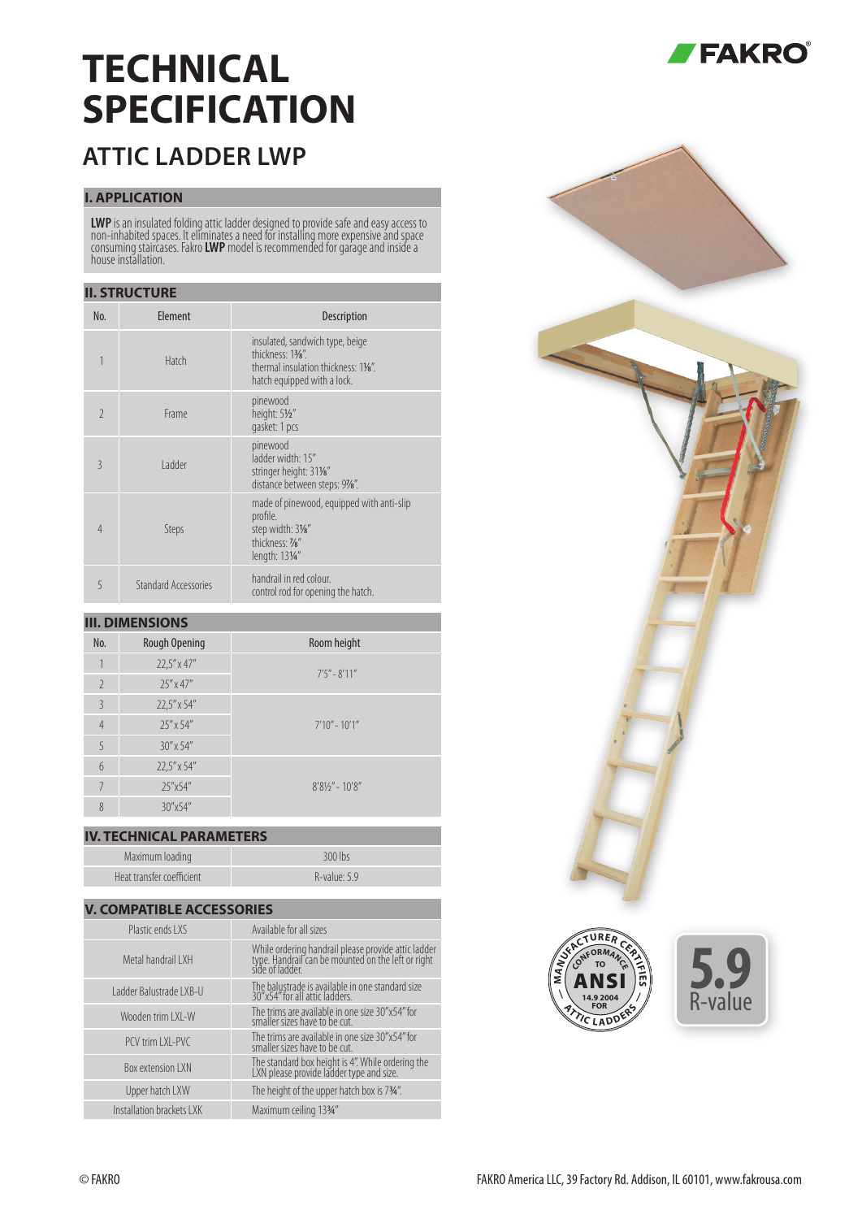# TECHNICAL SPECIFICATION

## ATTIC LADDER LWP

### I. APPLICATION

**LWP** is an insulated folding attic ladder designed to provide safe and easy access to non-inhabited spaces. It eliminates a need for installing more expensive and space consuming staircases. Fakro **LWP** model is recommended for garage and inside a house installation.

### II. STRUCTURE

| No. | Element | Description |
|---|---|---|
| 1 | Hatch | insulated, sandwich type, beige<br>thickness: 1⅜".<br>thermal insulation thickness: 1⅛".<br>hatch equipped with a lock. |
| 2 | Frame | pinewood<br>height: 5½"<br>gasket: 1 pcs |
| 3 | Ladder | pinewood<br>ladder width: 15"<br>stringer height: 3⅛"<br>distance between steps: 9⅞". |
| 4 | Steps | made of pinewood, equipped with anti-slip profile.<br>step width: 3⅛"<br>thickness: ⅞"<br>length: 13¼" |
| 5 | Standard Accessories | handrail in red colour.<br>control rod for opening the hatch. |

### III. DIMENSIONS

| No. | Rough Opening | Room height |
|---|---|---|
| 1 | 22,5" x 47" | 7'5" - 8'11" |
| 2 | 25" x 47" | |
| 3 | 22,5" x 54" | 7'10" - 10'1" |
| 4 | 25" x 54" | |
| 5 | 30" x 54" | |
| 6 | 22,5" x 54" | 8'8½" - 10'8" |
| 7 | 25"x54" | |
| 8 | 30"x54" | |

### IV. TECHNICAL PARAMETERS

| | |
|---|---|
| Maximum loading | 300 lbs |
| Heat transfer coefficient | R-value: 5.9 |

### V. COMPATIBLE ACCESSORIES

| | |
|---|---|
| Plastic ends LXS | Available for all sizes |
| Metal handrail LXH | While ordering handrail please provide attic ladder type. Handrail can be mounted on the left or right side of ladder. |
| Ladder Balustrade LXB-U | The balustrade is available in one standard size 30"x54" for all attic ladders. |
| Wooden trim LXL-W | The trims are available in one size 30"x54" for smaller sizes have to be cut. |
| PCV trim LXL-PVC | The trims are available in one size 30"x54" for smaller sizes have to be cut. |
| Box extension LXN | The standard box height is 4". While ordering the LXN please provide ladder type and size. |
| Upper hatch LXW | The height of the upper hatch box is 7¾". |
| Installation brackets LXK | Maximum ceiling 13¾" |

MANUFACTURER CERTIFIES CONFORMANCE TO ANSI 14.9 2004 FOR ATTIC LADDERS

5.9 R-value

© FAKRO

FAKRO America LLC, 39 Factory Rd. Addison, IL 60101, www.fakrousa.com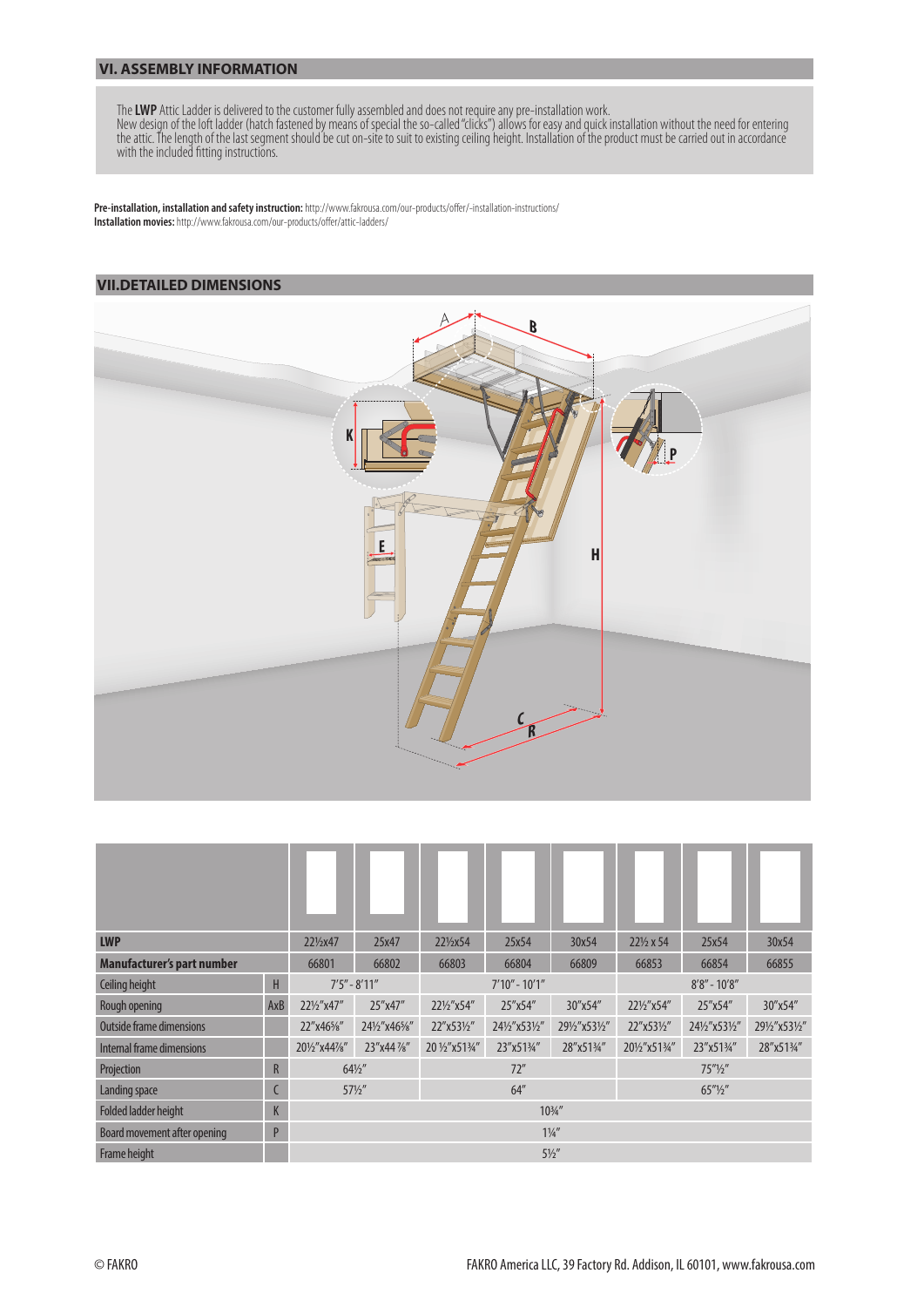## VI. ASSEMBLY INFORMATION

The **LWP** Attic Ladder is delivered to the customer fully assembled and does not require any pre-installation work.
New design of the loft ladder (hatch fastened by means of special the so-called "clicks") allows for easy and quick installation without the need for entering the attic. The length of the last segment should be cut on-site to suit to existing ceiling height. Installation of the product must be carried out in accordance with the included fitting instructions.

**Pre-installation, installation and safety instruction:** http://www.fakrousa.com/our-products/offer/-installation-instructions/
**Installation movies:** http://www.fakrousa.com/our-products/offer/attic-ladders/

## VII.DETAILED DIMENSIONS

A
B
K
P
E
H
C
R

| **LWP** | | 22½x47 | 25x47 | 22½x54 | 25x54 | 30x54 | 22½ x 54 | 25x54 | 30x54 |
|---|---|---|---|---|---|---|---|---|---|
| **Manufacturer's part number** | | 66801 | 66802 | 66803 | 66804 | 66809 | 66853 | 66854 | 66855 |
| Ceiling height | H | 7'5" - 8'11" | | 7'10" - 10'1" | | | 8'8" - 10'8" | | |
| Rough opening | AxB | 22½"x47" | 25"x47" | 22½"x54" | 25"x54" | 30"x54" | 22½"x54" | 25"x54" | 30"x54" |
| Outside frame dimensions | | 22"x46⅝" | 24½"x46⅝" | 22"x53½" | 24½"x53½" | 29½"x53½" | 22"x53½" | 24½"x53½" | 29½"x53½" |
| Internal frame dimensions | | 20½"x44⅞" | 23"x44⅞" | 20½"x51¾" | 23"x51¾" | 28"x51¾" | 20½"x51¾" | 23"x51¾" | 28"x51¾" |
| Projection | R | 64½" | | 72" | | | 75"½" | | |
| Landing space | C | 57½" | | 64" | | | 65"½" | | |
| Folded ladder height | K | 10¾" | | | | | | | |
| Board movement after opening | P | 1¼" | | | | | | | |
| Frame height | | 5½" | | | | | | | |

© FAKRO FAKRO America LLC, 39 Factory Rd. Addison, IL 60101, www.fakrousa.com